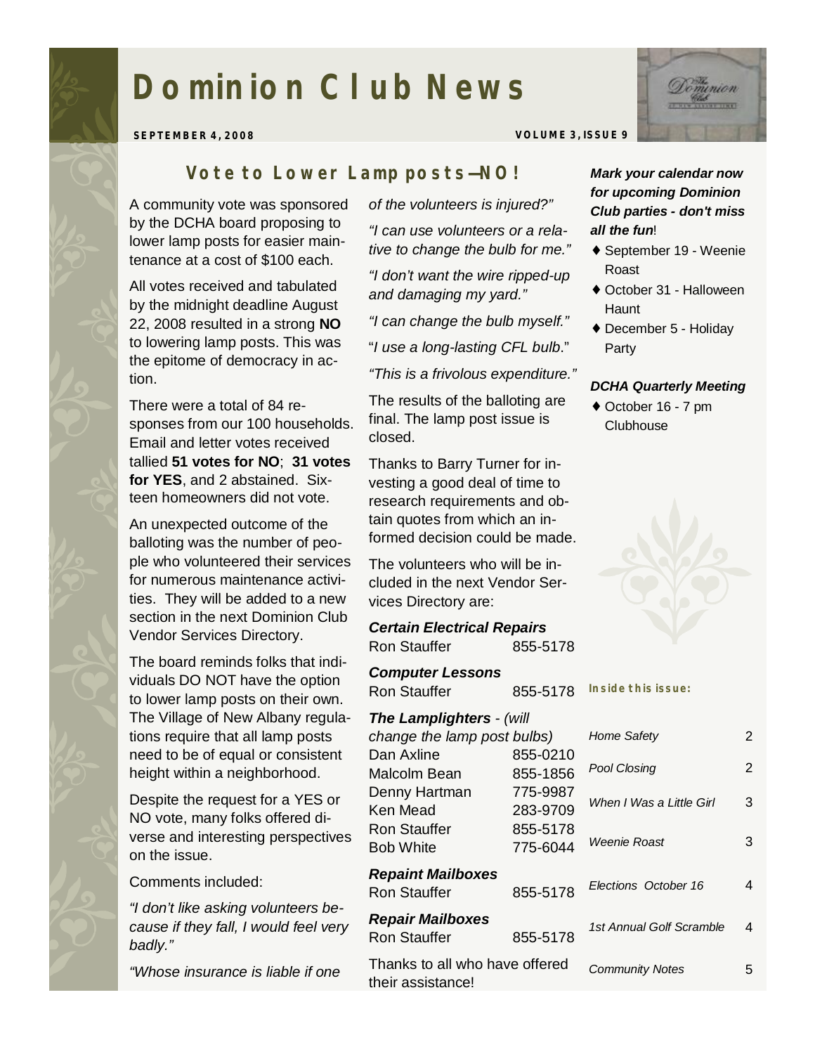# Dominion Club News

**SEPTEMBER 4, 2008** **VOLUME 3, ISSUE 9**

## Vote to Lower Lamp posts—NO!

A community vote was sponsored by the DCHA board proposing to lower lamp posts for easier maintenance at a cost of $100 each.

All votes received and tabulated by the midnight deadline August 22, 2008 resulted in a strong **NO** to lowering lamp posts. This was the epitome of democracy in action.

There were a total of 84 responses from our 100 households. Email and letter votes received tallied **51 votes for NO**; **31 votes for YES**, and 2 abstained. Sixteen homeowners did not vote.

An unexpected outcome of the balloting was the number of people who volunteered their services for numerous maintenance activities. They will be added to a new section in the next Dominion Club Vendor Services Directory.

The board reminds folks that individuals DO NOT have the option to lower lamp posts on their own. The Village of New Albany regulations require that all lamp posts need to be of equal or consistent height within a neighborhood.

Despite the request for a YES or NO vote, many folks offered diverse and interesting perspectives on the issue.

Comments included:

*"I don't like asking volunteers because if they fall, I would feel very badly."*

*"Whose insurance is liable if one of the volunteers is injured?"*

*"I can use volunteers or a relative to change the bulb for me."*

*"I don't want the wire ripped-up and damaging my yard."*

*"I can change the bulb myself."*

"*I use a long-lasting CFL bulb*."

*"This is a frivolous expenditure."*

The results of the balloting are final. The lamp post issue is closed.

Thanks to Barry Turner for investing a good deal of time to research requirements and obtain quotes from which an informed decision could be made.

The volunteers who will be included in the next Vendor Services Directory are:

***Certain Electrical Repairs***
Ron Stauffer 855-5178

***Computer Lessons***
Ron Stauffer 855-5178

***The Lamplighters*** *- (will change the lamp post bulbs)*
Dan Axline 855-0210
Malcolm Bean 855-1856
Denny Hartman 775-9987
Ken Mead 283-9709
Ron Stauffer 855-5178
Bob White 775-6044

***Repaint Mailboxes***
Ron Stauffer 855-5178

***Repair Mailboxes***
Ron Stauffer 855-5178

Thanks to all who have offered their assistance!

***Mark your calendar now for upcoming Dominion Club parties - don't miss all the fun!***

- September 19 - Weenie Roast
- October 31 - Halloween Haunt
- December 5 - Holiday Party

***DCHA Quarterly Meeting***

- October 16 - 7 pm Clubhouse

**Inside this issue:**

| | |
|---|---|
| *Home Safety* | 2 |
| *Pool Closing* | 2 |
| *When I Was a Little Girl* | 3 |
| *Weenie Roast* | 3 |
| *Elections October 16* | 4 |
| *1st Annual Golf Scramble* | 4 |
| *Community Notes* | 5 |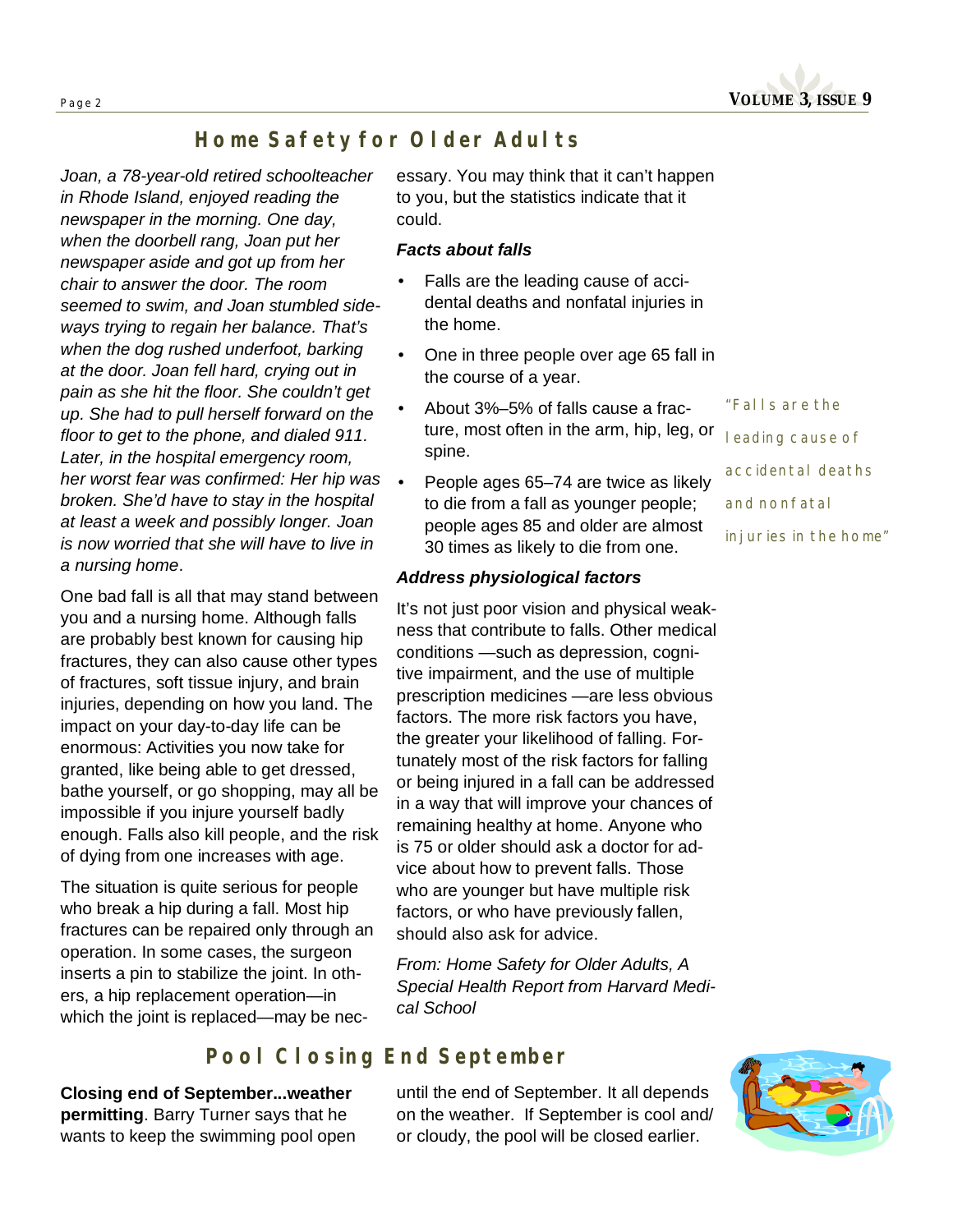## Home Safety for Older Adults

*Joan, a 78-year-old retired schoolteacher in Rhode Island, enjoyed reading the newspaper in the morning. One day, when the doorbell rang, Joan put her newspaper aside and got up from her chair to answer the door. The room seemed to swim, and Joan stumbled sideways trying to regain her balance. That's when the dog rushed underfoot, barking at the door. Joan fell hard, crying out in pain as she hit the floor. She couldn't get up. She had to pull herself forward on the floor to get to the phone, and dialed 911. Later, in the hospital emergency room, her worst fear was confirmed: Her hip was broken. She'd have to stay in the hospital at least a week and possibly longer. Joan is now worried that she will have to live in a nursing home*.

One bad fall is all that may stand between you and a nursing home. Although falls are probably best known for causing hip fractures, they can also cause other types of fractures, soft tissue injury, and brain injuries, depending on how you land. The impact on your day-to-day life can be enormous: Activities you now take for granted, like being able to get dressed, bathe yourself, or go shopping, may all be impossible if you injure yourself badly enough. Falls also kill people, and the risk of dying from one increases with age.

The situation is quite serious for people who break a hip during a fall. Most hip fractures can be repaired only through an operation. In some cases, the surgeon inserts a pin to stabilize the joint. In others, a hip replacement operation—in which the joint is replaced—may be necessary. You may think that it can't happen to you, but the statistics indicate that it could.

### *Facts about falls*

- Falls are the leading cause of accidental deaths and nonfatal injuries in the home.
- One in three people over age 65 fall in the course of a year.
- About 3%–5% of falls cause a fracture, most often in the arm, hip, leg, or spine.
- People ages 65–74 are twice as likely to die from a fall as younger people; people ages 85 and older are almost 30 times as likely to die from one.

"Falls are the leading cause of accidental deaths and nonfatal injuries in the home"

### *Address physiological factors*

It's not just poor vision and physical weakness that contribute to falls. Other medical conditions —such as depression, cognitive impairment, and the use of multiple prescription medicines —are less obvious factors. The more risk factors you have, the greater your likelihood of falling. Fortunately most of the risk factors for falling or being injured in a fall can be addressed in a way that will improve your chances of remaining healthy at home. Anyone who is 75 or older should ask a doctor for advice about how to prevent falls. Those who are younger but have multiple risk factors, or who have previously fallen, should also ask for advice.

*From: Home Safety for Older Adults, A Special Health Report from Harvard Medical School*

## Pool Closing End September

**Closing end of September...weather permitting**. Barry Turner says that he wants to keep the swimming pool open until the end of September. It all depends on the weather. If September is cool and/or cloudy, the pool will be closed earlier.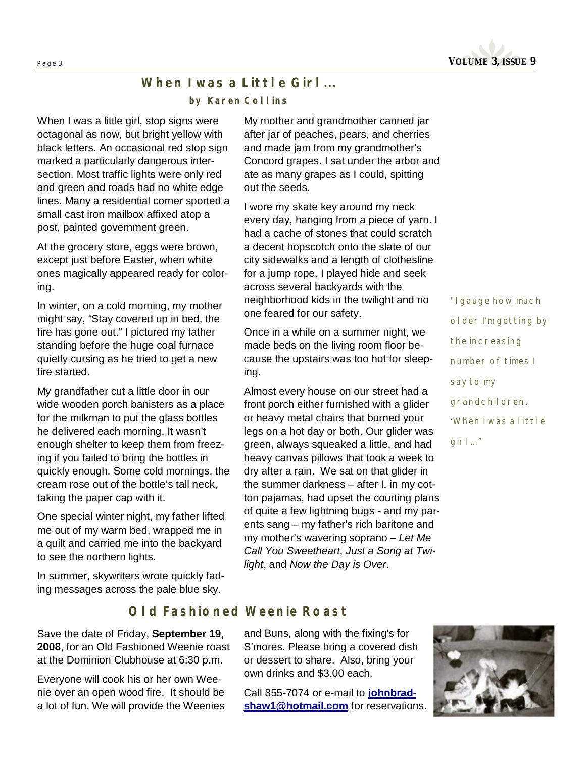## When I was a Little Girl…

**by Karen Collins**

When I was a little girl, stop signs were octagonal as now, but bright yellow with black letters. An occasional red stop sign marked a particularly dangerous intersection. Most traffic lights were only red and green and roads had no white edge lines. Many a residential corner sported a small cast iron mailbox affixed atop a post, painted government green.

At the grocery store, eggs were brown, except just before Easter, when white ones magically appeared ready for coloring.

In winter, on a cold morning, my mother might say, "Stay covered up in bed, the fire has gone out." I pictured my father standing before the huge coal furnace quietly cursing as he tried to get a new fire started.

My grandfather cut a little door in our wide wooden porch banisters as a place for the milkman to put the glass bottles he delivered each morning. It wasn't enough shelter to keep them from freezing if you failed to bring the bottles in quickly enough. Some cold mornings, the cream rose out of the bottle's tall neck, taking the paper cap with it.

One special winter night, my father lifted me out of my warm bed, wrapped me in a quilt and carried me into the backyard to see the northern lights.

In summer, skywriters wrote quickly fading messages across the pale blue sky.

My mother and grandmother canned jar after jar of peaches, pears, and cherries and made jam from my grandmother's Concord grapes. I sat under the arbor and ate as many grapes as I could, spitting out the seeds.

I wore my skate key around my neck every day, hanging from a piece of yarn. I had a cache of stones that could scratch a decent hopscotch onto the slate of our city sidewalks and a length of clothesline for a jump rope. I played hide and seek across several backyards with the neighborhood kids in the twilight and no one feared for our safety.

Once in a while on a summer night, we made beds on the living room floor because the upstairs was too hot for sleeping.

Almost every house on our street had a front porch either furnished with a glider or heavy metal chairs that burned your legs on a hot day or both. Our glider was green, always squeaked a little, and had heavy canvas pillows that took a week to dry after a rain. We sat on that glider in the summer darkness – after I, in my cotton pajamas, had upset the courting plans of quite a few lightning bugs - and my parents sang – my father's rich baritone and my mother's wavering soprano – *Let Me Call You Sweetheart*, *Just a Song at Twilight*, and *Now the Day is Over*.

"I gauge how much older I'm getting by the increasing number of times I say to my grandchildren, 'When I was a little girl…"

## Old Fashioned Weenie Roast

Save the date of Friday, **September 19, 2008**, for an Old Fashioned Weenie roast at the Dominion Clubhouse at 6:30 p.m.

Everyone will cook his or her own Weenie over an open wood fire. It should be a lot of fun. We will provide the Weenies and Buns, along with the fixing's for S'mores. Please bring a covered dish or dessert to share. Also, bring your own drinks and $3.00 each.

Call 855-7074 or e-mail to **johnbradshaw1@hotmail.com** for reservations.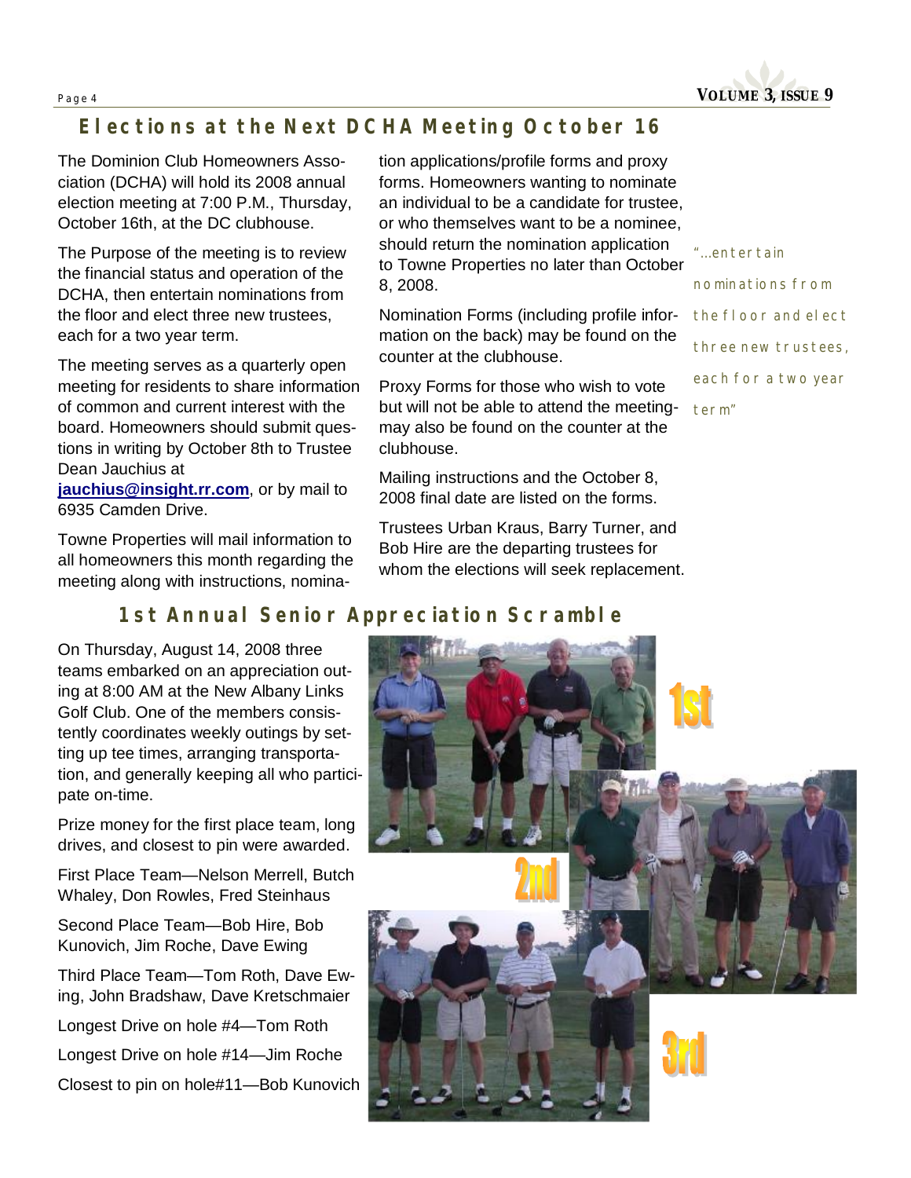## Elections at the Next DCHA Meeting October 16

The Dominion Club Homeowners Association (DCHA) will hold its 2008 annual election meeting at 7:00 P.M., Thursday, October 16th, at the DC clubhouse.

The Purpose of the meeting is to review the financial status and operation of the DCHA, then entertain nominations from the floor and elect three new trustees, each for a two year term.

The meeting serves as a quarterly open meeting for residents to share information of common and current interest with the board. Homeowners should submit questions in writing by October 8th to Trustee Dean Jauchius at **jauchius@insight.rr.com**, or by mail to 6935 Camden Drive.

Towne Properties will mail information to all homeowners this month regarding the meeting along with instructions, nomination applications/profile forms and proxy forms. Homeowners wanting to nominate an individual to be a candidate for trustee, or who themselves want to be a nominee, should return the nomination application to Towne Properties no later than October 8, 2008.

Nomination Forms (including profile information on the back) may be found on the counter at the clubhouse.

Proxy Forms for those who wish to vote but will not be able to attend the meeting- may also be found on the counter at the clubhouse.

Mailing instructions and the October 8, 2008 final date are listed on the forms.

Trustees Urban Kraus, Barry Turner, and Bob Hire are the departing trustees for whom the elections will seek replacement.

*"...entertain nominations from the floor and elect three new trustees, each for a two year term"*

## 1st Annual Senior Appreciation Scramble

On Thursday, August 14, 2008 three teams embarked on an appreciation outing at 8:00 AM at the New Albany Links Golf Club. One of the members consistently coordinates weekly outings by setting up tee times, arranging transportation, and generally keeping all who participate on-time.

Prize money for the first place team, long drives, and closest to pin were awarded.

First Place Team—Nelson Merrell, Butch Whaley, Don Rowles, Fred Steinhaus

Second Place Team—Bob Hire, Bob Kunovich, Jim Roche, Dave Ewing

Third Place Team—Tom Roth, Dave Ewing, John Bradshaw, Dave Kretschmaier

Longest Drive on hole #4—Tom Roth

Longest Drive on hole #14—Jim Roche

Closest to pin on hole#11—Bob Kunovich

1st

2nd

3rd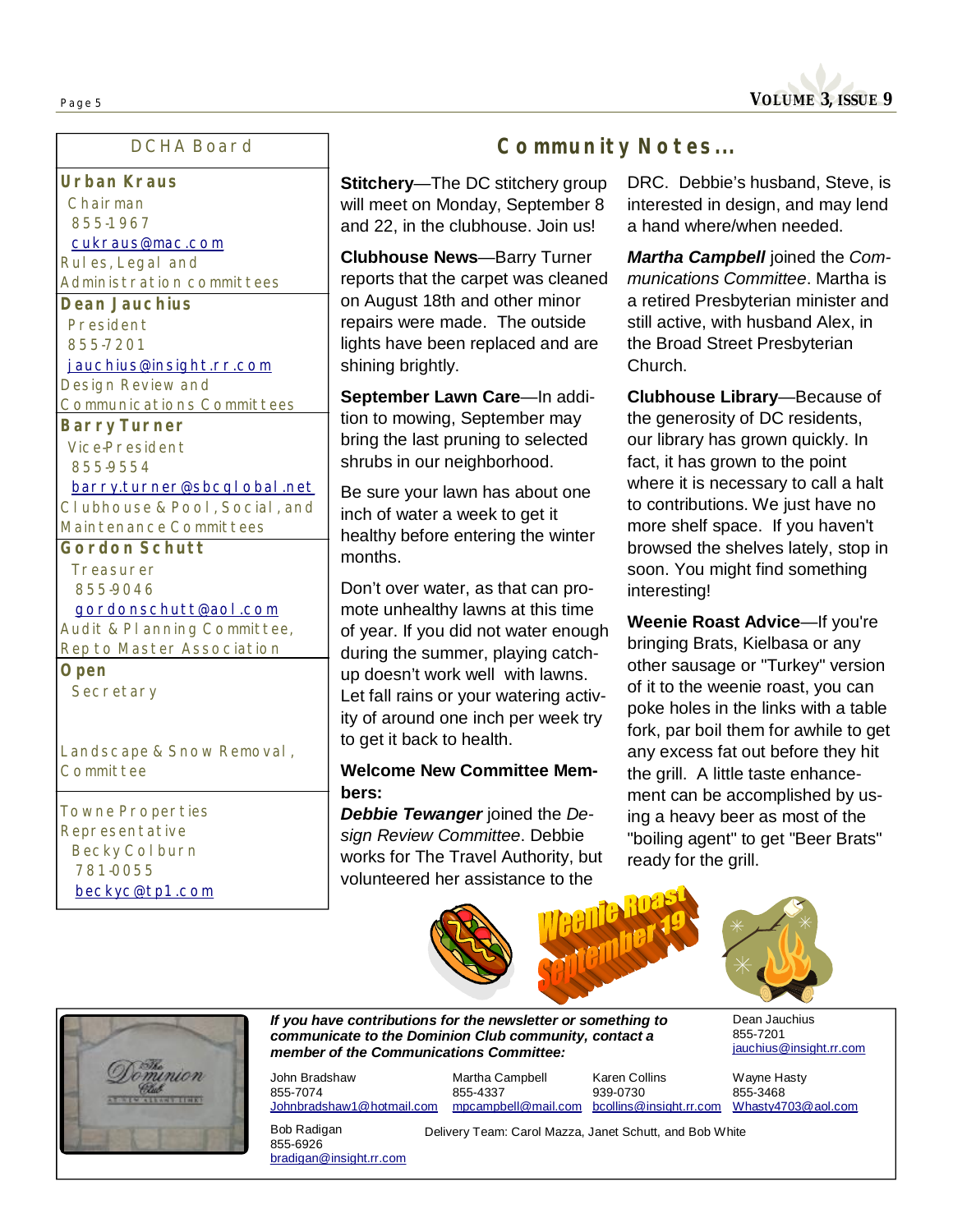## DCHA Board

**Urban Kraus**
Chairman
855-1967
cukraus@mac.com
Rules, Legal and Administration committees

**Dean Jauchius**
President
855-7201
jauchius@insight.rr.com
Design Review and Communications Committees

**Barry Turner**
Vice-President
855-9554
barry.turner@sbcglobal.net
Clubhouse & Pool, Social, and Maintenance Committees

**Gordon Schutt**
Treasurer
855-9046
gordonschutt@aol.com
Audit & Planning Committee, Rep to Master Association

**Open**
Secretary

Landscape & Snow Removal, Committee

Towne Properties Representative
Becky Colburn
781-0055
beckyc@tp1.com

## Community Notes...

**Stitchery**—The DC stitchery group will meet on Monday, September 8 and 22, in the clubhouse. Join us!

**Clubhouse News**—Barry Turner reports that the carpet was cleaned on August 18th and other minor repairs were made. The outside lights have been replaced and are shining brightly.

**September Lawn Care**—In addition to mowing, September may bring the last pruning to selected shrubs in our neighborhood.

Be sure your lawn has about one inch of water a week to get it healthy before entering the winter months.

Don't over water, as that can promote unhealthy lawns at this time of year. If you did not water enough during the summer, playing catch-up doesn't work well with lawns. Let fall rains or your watering activity of around one inch per week try to get it back to health.

**Welcome New Committee Members:**
***Debbie Tewanger*** joined the *Design Review Committee*. Debbie works for The Travel Authority, but volunteered her assistance to the DRC. Debbie's husband, Steve, is interested in design, and may lend a hand where/when needed.

***Martha Campbell*** joined the *Communications Committee*. Martha is a retired Presbyterian minister and still active, with husband Alex, in the Broad Street Presbyterian Church.

**Clubhouse Library**—Because of the generosity of DC residents, our library has grown quickly. In fact, it has grown to the point where it is necessary to call a halt to contributions. We just have no more shelf space. If you haven't browsed the shelves lately, stop in soon. You might find something interesting!

**Weenie Roast Advice**—If you're bringing Brats, Kielbasa or any other sausage or "Turkey" version of it to the weenie roast, you can poke holes in the links with a table fork, par boil them for awhile to get any excess fat out before they hit the grill. A little taste enhancement can be accomplished by using a heavy beer as most of the "boiling agent" to get "Beer Brats" ready for the grill.

Weenie Roast September 19

***If you have contributions for the newsletter or something to communicate to the Dominion Club community, contact a member of the Communications Committee:***

Dean Jauchius
855-7201
jauchius@insight.rr.com

John Bradshaw
855-7074
Johnbradshaw1@hotmail.com

Martha Campbell
855-4337
mpcampbell@mail.com

Karen Collins
939-0730
bcollins@insight.rr.com

Wayne Hasty
855-3468
Whasty4703@aol.com

Bob Radigan
855-6926
bradigan@insight.rr.com

Delivery Team: Carol Mazza, Janet Schutt, and Bob White